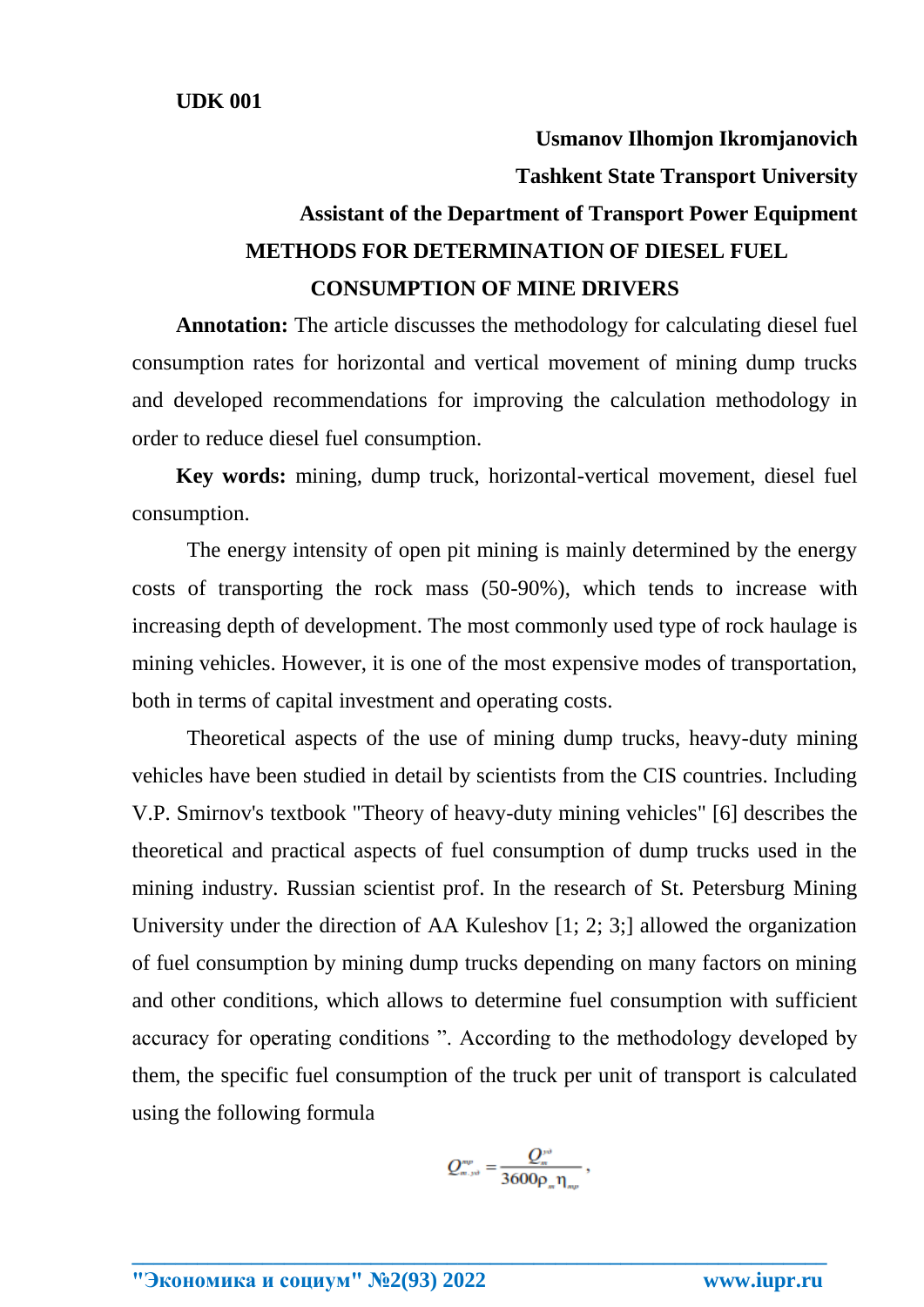**UDK 001**

**Usmanov Ilhomjon Ikromjanovich**

**Tashkent State Transport University**

**Assistant of the Department of Transport Power Equipment**

# METHODS FOR DETERMINATION OF DIESEL FUEL CONSUMPTION OF MINE DRIVERS

**Annotation:** The article discusses the methodology for calculating diesel fuel consumption rates for horizontal and vertical movement of mining dump trucks and developed recommendations for improving the calculation methodology in order to reduce diesel fuel consumption.

**Key words:** mining, dump truck, horizontal-vertical movement, diesel fuel consumption.

The energy intensity of open pit mining is mainly determined by the energy costs of transporting the rock mass (50-90%), which tends to increase with increasing depth of development. The most commonly used type of rock haulage is mining vehicles. However, it is one of the most expensive modes of transportation, both in terms of capital investment and operating costs.

Theoretical aspects of the use of mining dump trucks, heavy-duty mining vehicles have been studied in detail by scientists from the CIS countries. Including V.P. Smirnov's textbook "Theory of heavy-duty mining vehicles" [6] describes the theoretical and practical aspects of fuel consumption of dump trucks used in the mining industry. Russian scientist prof. In the research of St. Petersburg Mining University under the direction of AA Kuleshov [1; 2; 3;] allowed the organization of fuel consumption by mining dump trucks depending on many factors on mining and other conditions, which allows to determine fuel consumption with sufficient accuracy for operating conditions ". According to the methodology developed by them, the specific fuel consumption of the truck per unit of transport is calculated using the following formula

$$Q^{mp}_{m.yd} = \frac{Q^{yd}_{m}}{3600\rho_{m}\eta_{mp}},$$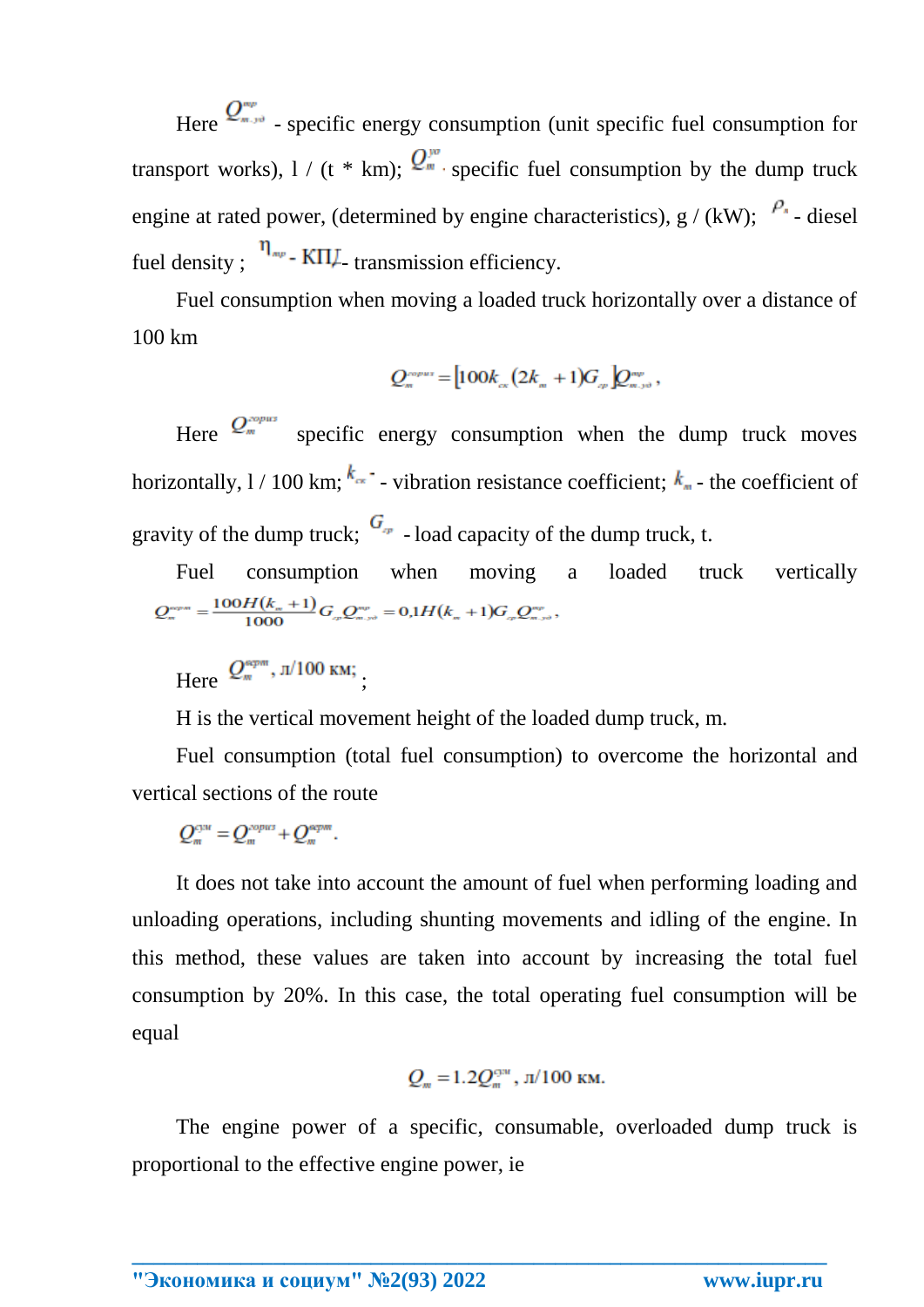Here $Q^{тр}_{т.уд}$ - specific energy consumption (unit specific fuel consumption for transport works), l / (t * km); $Q^{уд}_{т}$ - specific fuel consumption by the dump truck engine at rated power, (determined by engine characteristics), g / (kW); $\rho_{т}$ - diesel fuel density ; $\eta_{тр}$ - КПД - transmission efficiency.

Fuel consumption when moving a loaded truck horizontally over a distance of 100 km

$$Q^{гориз}_{т} = [100 k_{ск}(2k_{т}+1)G_{гр}]Q^{тр}_{т.уд},$$

Here $Q^{гориз}_{т}$ specific energy consumption when the dump truck moves horizontally, l / 100 km; $k_{ск}$ - vibration resistance coefficient; $k_{т}$ - the coefficient of gravity of the dump truck; $G_{гр}$ - load capacity of the dump truck, t.

Fuel consumption when moving a loaded truck vertically

$$Q^{верт}_{т} = \frac{100H(k_{т}+1)}{1000}G_{гр}Q^{тр}_{т.уд} = 0{,}1H(k_{т}+1)G_{гр}Q^{тр}_{т.уд},$$

Here $Q^{верт}_{т}$, л/100 км; ;

H is the vertical movement height of the loaded dump truck, m.

Fuel consumption (total fuel consumption) to overcome the horizontal and vertical sections of the route

$$Q^{сум}_{т} = Q^{гориз}_{т} + Q^{верт}_{т}.$$

It does not take into account the amount of fuel when performing loading and unloading operations, including shunting movements and idling of the engine. In this method, these values are taken into account by increasing the total fuel consumption by 20%. In this case, the total operating fuel consumption will be equal

$$Q_{т} = 1.2Q^{сум}_{т}, \text{ л/100 км.}$$

The engine power of a specific, consumable, overloaded dump truck is proportional to the effective engine power, ie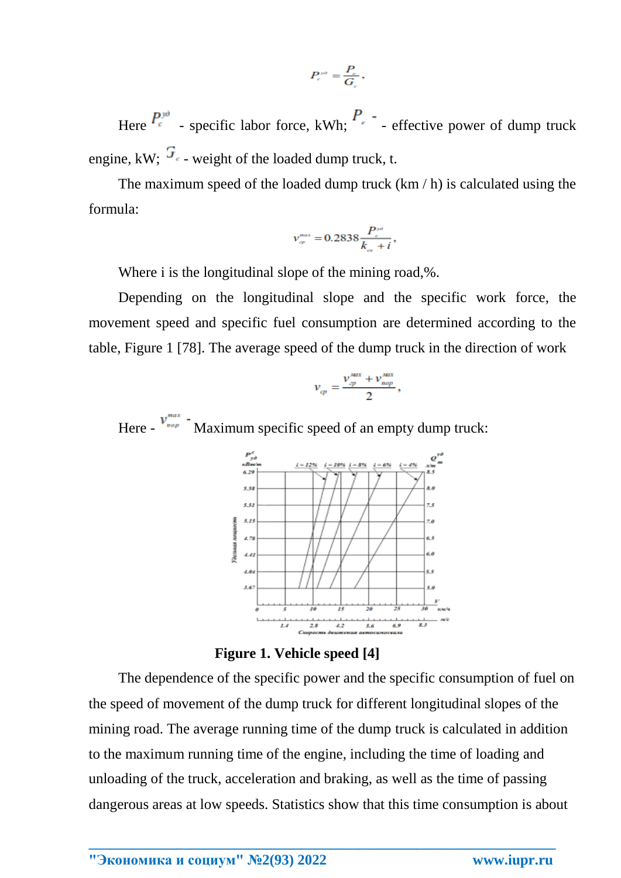$$P_c^{уд} = \frac{P_e}{G_c},$$

Here $P_c^{уд}$ - specific labor force, kWh; $P_e$ - effective power of dump truck engine, kW; $G_c$ - weight of the loaded dump truck, t.

The maximum speed of the loaded dump truck (km / h) is calculated using the formula:

$$v_{гр}^{max} = 0.2838\frac{P_c^{уд}}{k_{ск} + i},$$

Where i is the longitudinal slope of the mining road,%.

Depending on the longitudinal slope and the specific work force, the movement speed and specific fuel consumption are determined according to the table, Figure 1 [78]. The average speed of the dump truck in the direction of work

$$v_{ср} = \frac{v_{гр}^{max} + v_{пор}^{max}}{2},$$

Here - $v_{пор}^{max}$ - Maximum specific speed of an empty dump truck:

**Figure 1. Vehicle speed [4]**

The dependence of the specific power and the specific consumption of fuel on the speed of movement of the dump truck for different longitudinal slopes of the mining road. The average running time of the dump truck is calculated in addition to the maximum running time of the engine, including the time of loading and unloading of the truck, acceleration and braking, as well as the time of passing dangerous areas at low speeds. Statistics show that this time consumption is about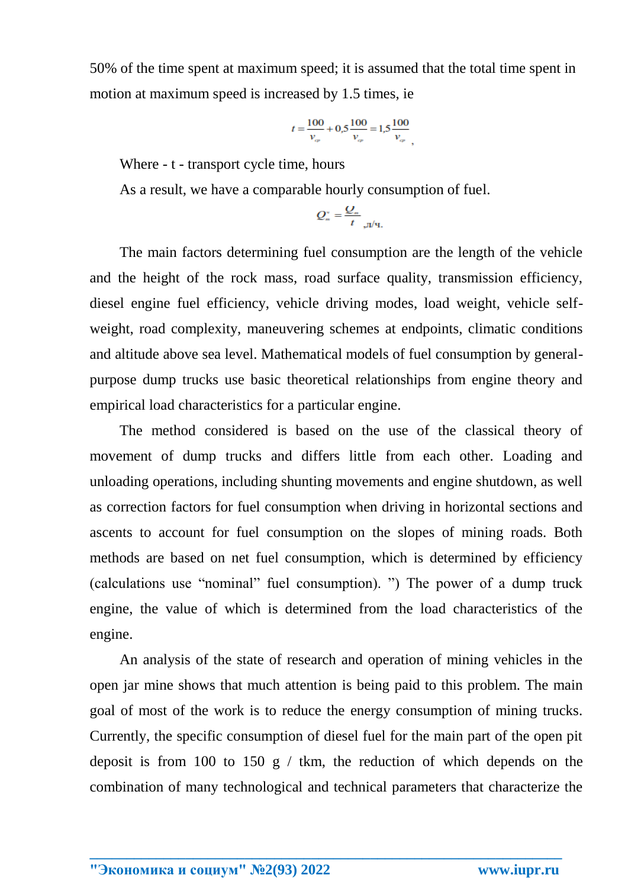50% of the time spent at maximum speed; it is assumed that the total time spent in motion at maximum speed is increased by 1.5 times, ie

$$t = \frac{100}{v_{cp}} + 0{,}5\frac{100}{v_{cp}} = 1{,}5\frac{100}{v_{cp}},$$

Where - t - transport cycle time, hours

As a result, we have a comparable hourly consumption of fuel.

$$Q_{m}^{*} = \frac{Q_{m}}{t}\text{, л/ч.}$$

The main factors determining fuel consumption are the length of the vehicle and the height of the rock mass, road surface quality, transmission efficiency, diesel engine fuel efficiency, vehicle driving modes, load weight, vehicle self-weight, road complexity, maneuvering schemes at endpoints, climatic conditions and altitude above sea level. Mathematical models of fuel consumption by general-purpose dump trucks use basic theoretical relationships from engine theory and empirical load characteristics for a particular engine.

The method considered is based on the use of the classical theory of movement of dump trucks and differs little from each other. Loading and unloading operations, including shunting movements and engine shutdown, as well as correction factors for fuel consumption when driving in horizontal sections and ascents to account for fuel consumption on the slopes of mining roads. Both methods are based on net fuel consumption, which is determined by efficiency (calculations use "nominal" fuel consumption). ") The power of a dump truck engine, the value of which is determined from the load characteristics of the engine.

An analysis of the state of research and operation of mining vehicles in the open jar mine shows that much attention is being paid to this problem. The main goal of most of the work is to reduce the energy consumption of mining trucks. Currently, the specific consumption of diesel fuel for the main part of the open pit deposit is from 100 to 150 g / tkm, the reduction of which depends on the combination of many technological and technical parameters that characterize the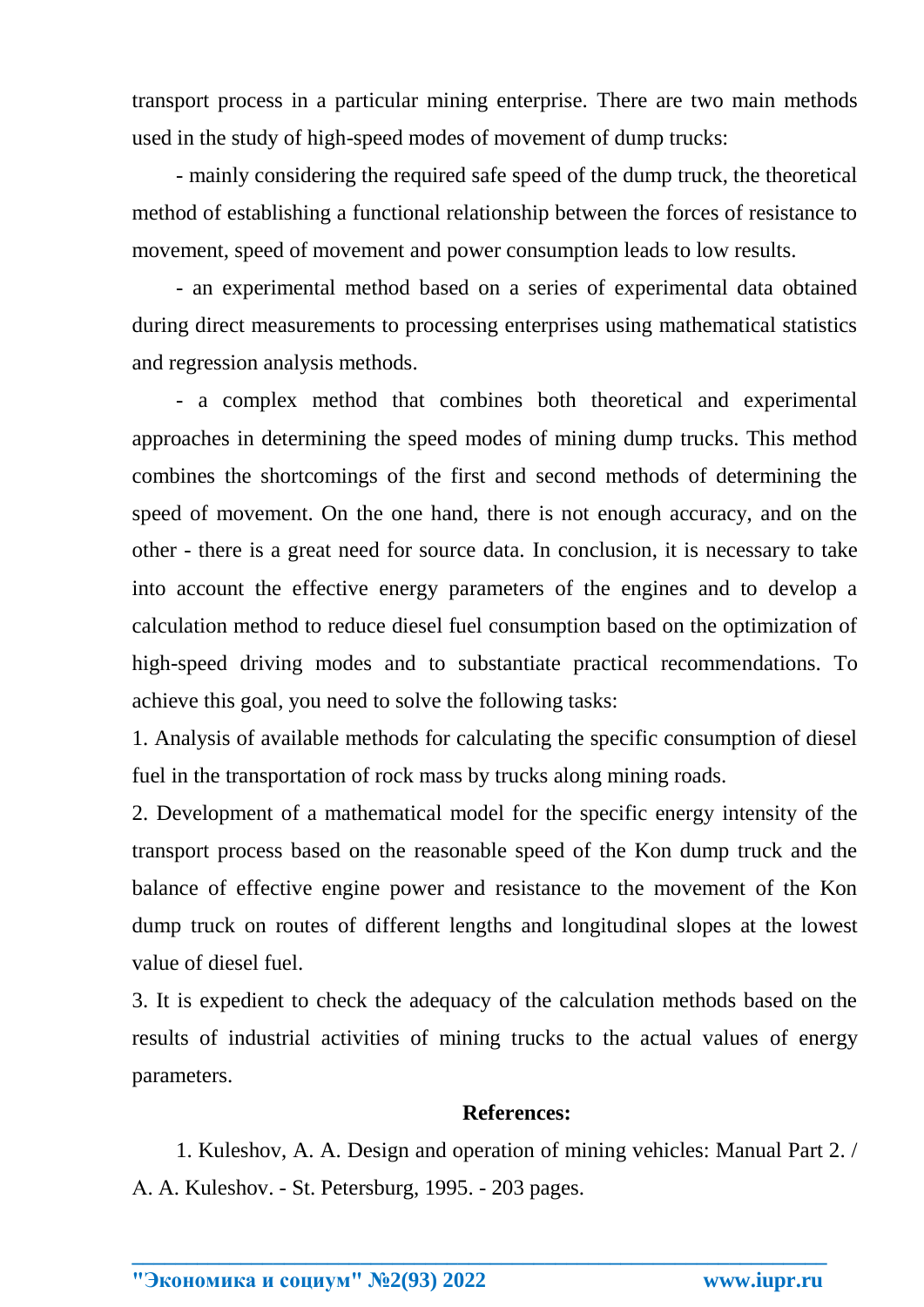transport process in a particular mining enterprise. There are two main methods used in the study of high-speed modes of movement of dump trucks:

- mainly considering the required safe speed of the dump truck, the theoretical method of establishing a functional relationship between the forces of resistance to movement, speed of movement and power consumption leads to low results.

- an experimental method based on a series of experimental data obtained during direct measurements to processing enterprises using mathematical statistics and regression analysis methods.

- a complex method that combines both theoretical and experimental approaches in determining the speed modes of mining dump trucks. This method combines the shortcomings of the first and second methods of determining the speed of movement. On the one hand, there is not enough accuracy, and on the other - there is a great need for source data. In conclusion, it is necessary to take into account the effective energy parameters of the engines and to develop a calculation method to reduce diesel fuel consumption based on the optimization of high-speed driving modes and to substantiate practical recommendations. To achieve this goal, you need to solve the following tasks:

1. Analysis of available methods for calculating the specific consumption of diesel fuel in the transportation of rock mass by trucks along mining roads.
2. Development of a mathematical model for the specific energy intensity of the transport process based on the reasonable speed of the Kon dump truck and the balance of effective engine power and resistance to the movement of the Kon dump truck on routes of different lengths and longitudinal slopes at the lowest value of diesel fuel.
3. It is expedient to check the adequacy of the calculation methods based on the results of industrial activities of mining trucks to the actual values of energy parameters.

**References:**

1. Kuleshov, A. A. Design and operation of mining vehicles: Manual Part 2. / A. A. Kuleshov. - St. Petersburg, 1995. - 203 pages.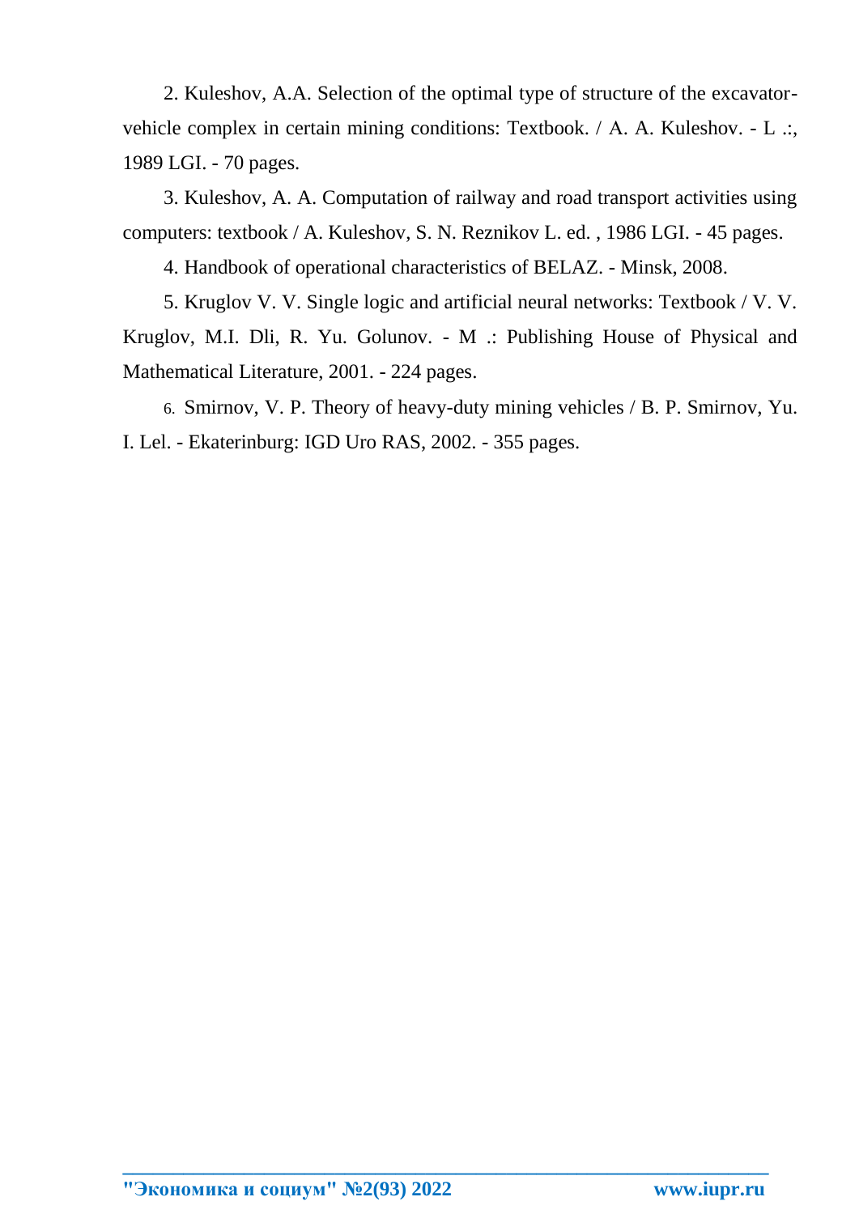2. Kuleshov, A.A. Selection of the optimal type of structure of the excavator-vehicle complex in certain mining conditions: Textbook. / A. A. Kuleshov. - L .:, 1989 LGI. - 70 pages.

3. Kuleshov, A. A. Computation of railway and road transport activities using computers: textbook / A. Kuleshov, S. N. Reznikov L. ed. , 1986 LGI. - 45 pages.

4. Handbook of operational characteristics of BELAZ. - Minsk, 2008.

5. Kruglov V. V. Single logic and artificial neural networks: Textbook / V. V. Kruglov, M.I. Dli, R. Yu. Golunov. - M .: Publishing House of Physical and Mathematical Literature, 2001. - 224 pages.

6. Smirnov, V. P. Theory of heavy-duty mining vehicles / B. P. Smirnov, Yu. I. Lel. - Ekaterinburg: IGD Uro RAS, 2002. - 355 pages.